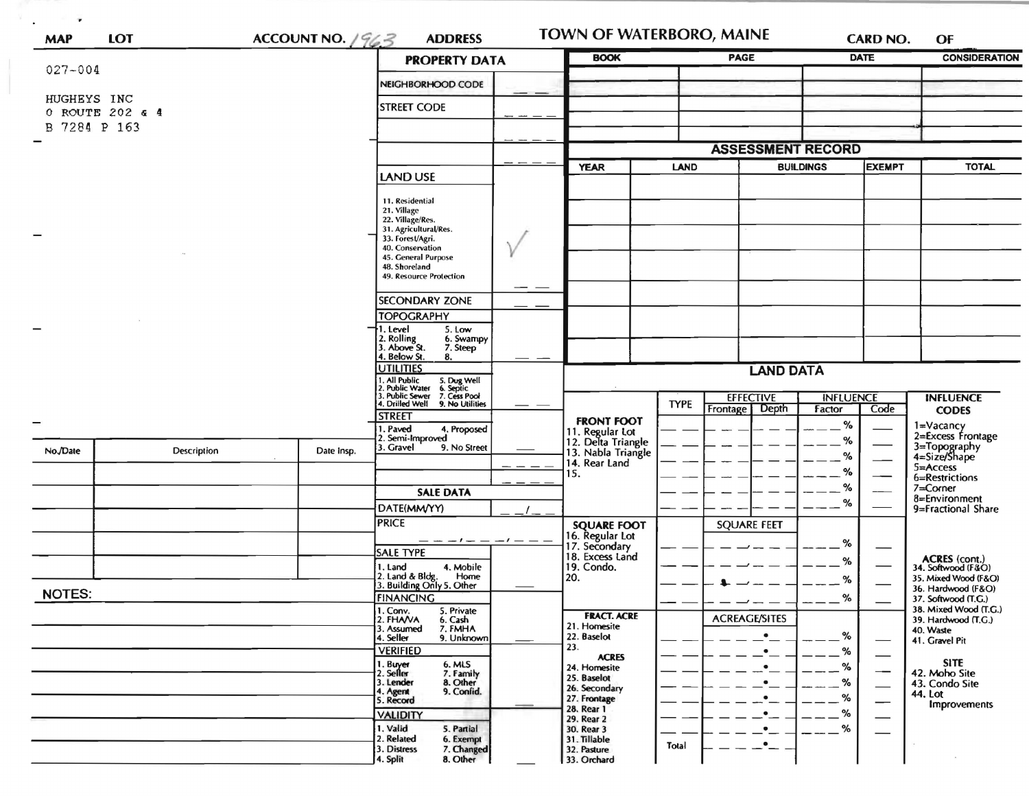| MAP | LOT | ACCOUNT NO. 1963 | ADDRESS | TOWN OF WATERBORO, MAINE | CARD NO. | OF |
|---|---|---|---|---|---|---|

027-004

HUGHEYS INC
0 ROUTE 202 & 4
B 7284 P 163

## PROPERTY DATA

| | |
|---|---|
| NEIGHBORHOOD CODE | |
| STREET CODE | |
| LAND USE | ✓ |

LAND USE: 11. Residential, 21. Village, 22. Village/Res., 31. Agricultural/Res., 33. Forest/Agri., 40. Conservation, 45. General Purpose, 48. Shoreland, 49. Resource Protection

SECONDARY ZONE

TOPOGRAPHY: 1. Level, 2. Rolling, 3. Above St., 4. Below St., 5. Low, 6. Swampy, 7. Steep, 8.

UTILITIES: 1. All Public, 2. Public Water, 3. Public Sewer, 4. Drilled Well, 5. Dug Well, 6. Septic, 7. Cess Pool, 9. No Utilities

STREET: 1. Paved, 2. Semi-Improved, 3. Gravel, 4. Proposed, 9. No Street

### SALE DATA

DATE(MM/YY)

PRICE

SALE TYPE: 1. Land, 2. Land & Bldg., 3. Building Only, 4. Mobile Home, 5. Other

FINANCING: 1. Conv., 2. FHA/VA, 3. Assumed, 4. Seller, 5. Private, 6. Cash, 7. FMHA, 9. Unknown

VERIFIED: 1. Buyer, 2. Seller, 3. Lender, 4. Agent, 5. Record, 6. MLS, 7. Family, 8. Other, 9. Confid.

VALIDITY: 1. Valid, 2. Related, 3. Distress, 4. Split, 5. Partial, 6. Exempt, 7. Changed, 8. Other

| BOOK | PAGE | DATE | CONSIDERATION |
|---|---|---|---|
| | | | |
| | | | |
| | | | |
| | | | |

## ASSESSMENT RECORD

| YEAR | LAND | BUILDINGS | EXEMPT | TOTAL |
|---|---|---|---|---|
| | | | | |
| | | | | |
| | | | | |
| | | | | |
| | | | | |
| | | | | |
| | | | | |

## LAND DATA

| | TYPE | EFFECTIVE Frontage | Depth | INFLUENCE Factor | Code |
|---|---|---|---|---|---|
| FRONT FOOT | | | | | |
| 11. Regular Lot | | | | % | |
| 12. Delta Triangle | | | | % | |
| 13. Nabla Triangle | | | | % | |
| 14. Rear Land | | | | % | |
| 15. | | | | % | |
| | | | | % | |
| SQUARE FOOT | | SQUARE FEET | | | |
| 16. Regular Lot | | | | % | |
| 17. Secondary | | | | % | |
| 18. Excess Land | | | | % | |
| 19. Condo. | | | | % | |
| 20. | | | | | |
| FRACT. ACRE | | ACREAGE/SITES | | | |
| 21. Homesite | | | | % | |
| 22. Baselot | | | | % | |
| 23. | | | | % | |
| ACRES | | | | | |
| 24. Homesite | | | | % | |
| 25. Baselot | | | | % | |
| 26. Secondary | | | | % | |
| 27. Frontage | | | | % | |
| 28. Rear 1 | | | | % | |
| 29. Rear 2 | | | | | |
| 30. Rear 3 | | | | | |
| 31. Tillable | Total | | | | |
| 32. Pasture | | | | | |
| 33. Orchard | | | | | |

INFLUENCE CODES: 1=Vacancy, 2=Excess Frontage, 3=Topography, 4=Size/Shape, 5=Access, 6=Restrictions, 7=Corner, 8=Environment, 9=Fractional Share

ACRES (cont.): 34. Softwood (F&O), 35. Mixed Wood (F&O), 36. Hardwood (F&O), 37. Softwood (T.G.), 38. Mixed Wood (T.G.), 39. Hardwood (T.G.), 40. Waste, 41. Gravel Pit

SITE: 42. Moho Site, 43. Condo Site, 44. Lot Improvements

| No./Date | Description | Date Insp. |
|---|---|---|
| | | |
| | | |
| | | |
| | | |
| | | |
| | | |

NOTES: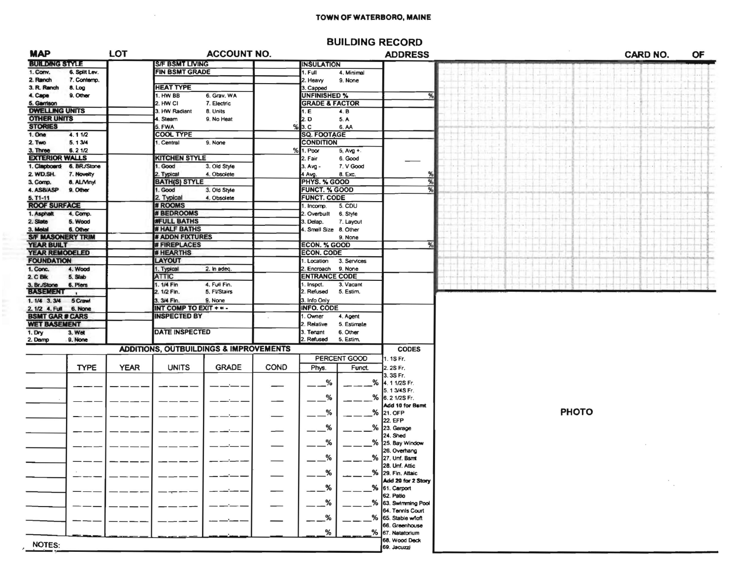TOWN OF WATERBORO, MAINE

# BUILDING RECORD

MAP | LOT | ACCOUNT NO. | ADDRESS | CARD NO. | OF

| | | | | | |
|---|---|---|---|---|---|
| **BUILDING STYLE** | | **S/F BSMT LIVING** | | **INSULATION** | |
| 1. Conv. 6. Split Lev. | | **FIN BSMT GRADE** | | 1. Full 4. Minimal | |
| 2. Ranch 7. Contemp. | | | | 2. Heavy 9. None | |
| 3. R. Ranch 8. Log | | **HEAT TYPE** | | 3. Capped | |
| 4. Cape 9. Other | | 1. HW BB 6. Grav. WA | | **UNFINISHED %** | % |
| 5. Garrison | | 2. HW CI 7. Electric | | **GRADE & FACTOR** | |
| **DWELLING UNITS** | | 3. HW Radiant 8. Units | | 1. E 4. B | |
| **OTHER UNITS** | | 4. Steam 9. No Heat | | 2. D 5. A | |
| **STORIES** | | 5. FWA | % | 3. C 6. AA | |
| 1. One 4. 1 1/2 | | **COOL TYPE** | | **SQ. FOOTAGE** | |
| 2. Two 5. 1 3/4 | | 1. Central 9. None | | **CONDITION** | |
| 3. Three 6. 2 1/2 | | | % | 1. Poor 5. Avg +. | |
| **EXTERIOR WALLS** | | **KITCHEN STYLE** | | 2. Fair 6. Good | |
| 1. Clapboard 6. BR./Stone | | 1. Good 3. Old Style | | 3. Avg - 7. V Good | |
| 2. WD.SH. 7. Novelty | | 2. Typical 4. Obsolete | | 4. Avg. 8. Exc. | % |
| 3. Comp. 8. AL/Vinyl | | **BATH(S) STYLE** | | **PHYS. % GOOD** | % |
| 4. ASB/ASP 9. Other | | 1. Good 3. Old Style | | **FUNCT. % GOOD** | % |
| 5. T1-11 | | 2. Typical 4. Obsolete | | **FUNCT. CODE** | |
| **ROOF SURFACE** | | **# ROOMS** | | 1. Incomp. 5. CDU | |
| 1. Asphalt 4. Comp. | | **# BEDROOMS** | | 2. Overbuilt 6. Style | |
| 2. Slate 5. Wood | | **#FULL BATHS** | | 3. Delap. 7. Layout | |
| 3. Metal 6. Other | | **# HALF BATHS** | | 4. Small Size 8. Other | |
| **S/F MASONERY TRIM** | | **# ADDN FIXTURES** | | 9. None | |
| **YEAR BUILT** | | **# FIREPLACES** | | **ECON. % GOOD** | % |
| **YEAR REMODELED** | | **# HEARTHS** | | **ECON. CODE** | |
| **FOUNDATION** | | **LAYOUT** | | 1. Location 3. Services | |
| 1. Conc. 4. Wood | | 1. Typical 2. In adeq. | | 2. Encroach 9. None | |
| 2. C Blk 5. Slab | | **ATTIC** | | **ENTRANCE CODE** | |
| 3. Br./Stone 6. Piers | | 1. 1/4 Fin 4. Full Fin. | | 1. Inspct. 3. Vacant | |
| **BASEMENT** | | 2. 1/2 Fin. 5. Fl/Stairs | | 2. Refused 5. Estim. | |
| 1. 1/4 3. 3/4 5 Crawl | | 3. 3/4 Fin. 9. None | | 3. Info Only | |
| 2. 1/2 4. Full 6. None | | **INT COMP TO EXIT + = -** | | **INFO. CODE** | |
| **BSMT GAR # CARS** | | **INSPECTED BY** | | 1. Owner 4. Agent | |
| **WET BASEMENT** | | | | 2. Relative 5. Estimate | |
| 1. Dry 3. Wet | | **DATE INSPECTED** | | 3. Tenant 6. Other | |
| 2. Damp 9. None | | | | 2. Refused 5. Estim. | |

## ADDITIONS, OUTBUILDINGS & IMPROVEMENTS

| | TYPE | YEAR | UNITS | GRADE | COND | PERCENT GOOD Phys. | PERCENT GOOD Funct. |
|---|---|---|---|---|---|---|---|
| | | | | | | % | % |
| | | | | | | % | % |
| | | | | | | % | % |
| | | | | | | % | % |
| | | | | | | % | % |
| | | | | | | % | % |
| | | | | | | % | % |
| | | | | | | % | % |
| | | | | | | % | % |
| | | | | | | % | % |
| | | | | | | % | % |

**CODES**

1. 1S Fr.
2. 2S Fr.
3. 3S Fr.
4. 1 1/2S Fr.
5. 1 3/4S Fr.
6. 2 1/2S Fr.

**Add 10 for Bsmt**

21. OFP
22. EFP
23. Garage
24. Shed
25. Bay Window
26. Overhang
27. Unf. Bsmt
28. Unf. Attic
29. Fin. Attaic

**Add 20 for 2 Story**

61. Carport
62. Patio
63. Swimming Pool
64. Tennis Court
65. Stable w/loft
66. Greenhouse
67. Natatorium
68. Wood Deck
69. Jacuzzi

NOTES:

PHOTO